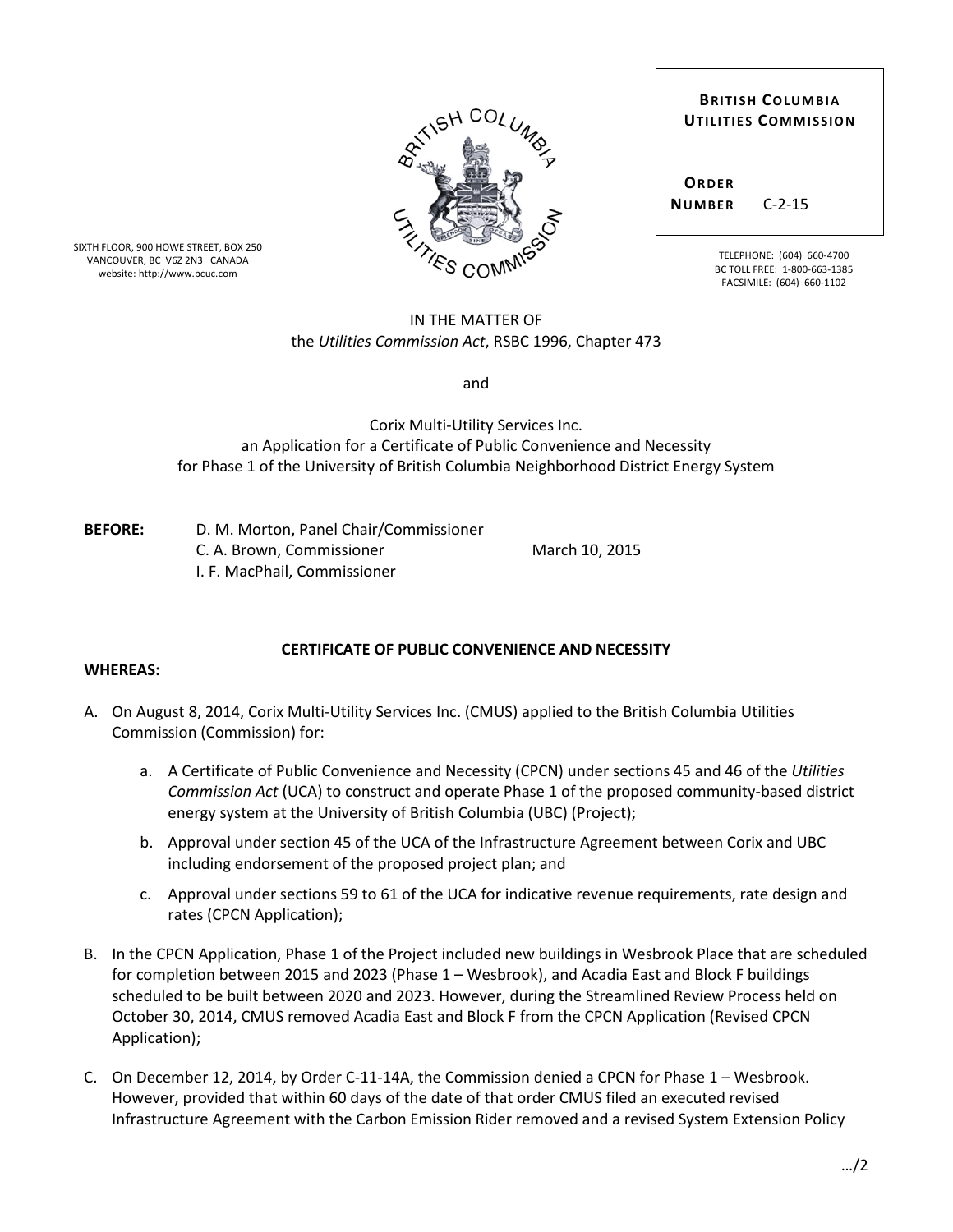SIXTH FLOOR, 900 HOWE STREET, BOX 250
VANCOUVER, BC V6Z 2N3 CANADA
website: http://www.bcuc.com

**BRITISH COLUMBIA UTILITIES COMMISSION**

**ORDER NUMBER** C-2-15

TELEPHONE: (604) 660-4700
BC TOLL FREE: 1-800-663-1385
FACSIMILE: (604) 660-1102

IN THE MATTER OF
the *Utilities Commission Act*, RSBC 1996, Chapter 473

and

Corix Multi-Utility Services Inc.
an Application for a Certificate of Public Convenience and Necessity
for Phase 1 of the University of British Columbia Neighborhood District Energy System

**BEFORE:** D. M. Morton, Panel Chair/Commissioner
C. A. Brown, Commissioner
I. F. MacPhail, Commissioner

March 10, 2015

**CERTIFICATE OF PUBLIC CONVENIENCE AND NECESSITY**

**WHEREAS:**

A. On August 8, 2014, Corix Multi-Utility Services Inc. (CMUS) applied to the British Columbia Utilities Commission (Commission) for:

   a. A Certificate of Public Convenience and Necessity (CPCN) under sections 45 and 46 of the *Utilities Commission Act* (UCA) to construct and operate Phase 1 of the proposed community-based district energy system at the University of British Columbia (UBC) (Project);

   b. Approval under section 45 of the UCA of the Infrastructure Agreement between Corix and UBC including endorsement of the proposed project plan; and

   c. Approval under sections 59 to 61 of the UCA for indicative revenue requirements, rate design and rates (CPCN Application);

B. In the CPCN Application, Phase 1 of the Project included new buildings in Wesbrook Place that are scheduled for completion between 2015 and 2023 (Phase 1 – Wesbrook), and Acadia East and Block F buildings scheduled to be built between 2020 and 2023. However, during the Streamlined Review Process held on October 30, 2014, CMUS removed Acadia East and Block F from the CPCN Application (Revised CPCN Application);

C. On December 12, 2014, by Order C-11-14A, the Commission denied a CPCN for Phase 1 – Wesbrook. However, provided that within 60 days of the date of that order CMUS filed an executed revised Infrastructure Agreement with the Carbon Emission Rider removed and a revised System Extension Policy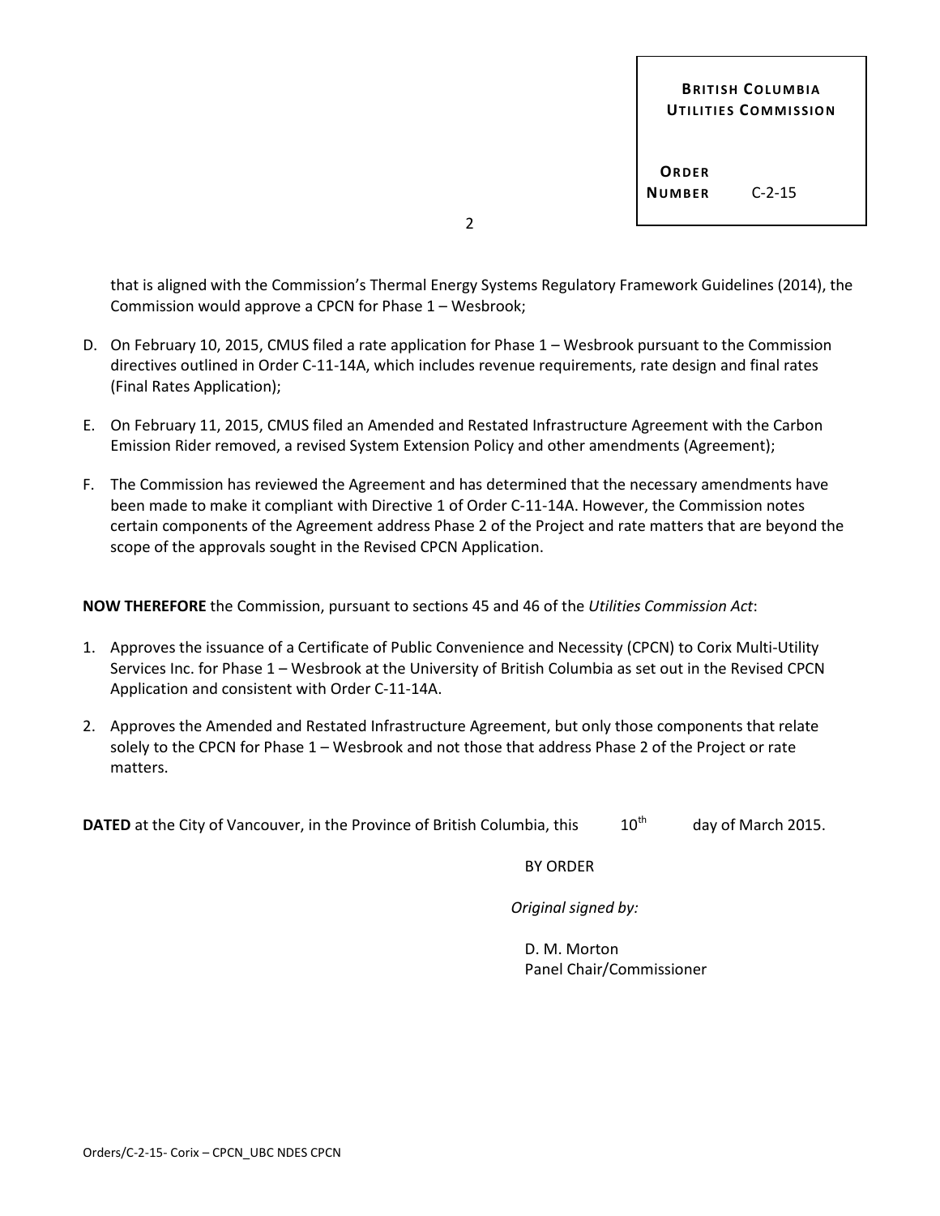that is aligned with the Commission's Thermal Energy Systems Regulatory Framework Guidelines (2014), the Commission would approve a CPCN for Phase 1 – Wesbrook;

D. On February 10, 2015, CMUS filed a rate application for Phase 1 – Wesbrook pursuant to the Commission directives outlined in Order C-11-14A, which includes revenue requirements, rate design and final rates (Final Rates Application);

E. On February 11, 2015, CMUS filed an Amended and Restated Infrastructure Agreement with the Carbon Emission Rider removed, a revised System Extension Policy and other amendments (Agreement);

F. The Commission has reviewed the Agreement and has determined that the necessary amendments have been made to make it compliant with Directive 1 of Order C-11-14A. However, the Commission notes certain components of the Agreement address Phase 2 of the Project and rate matters that are beyond the scope of the approvals sought in the Revised CPCN Application.

**NOW THEREFORE** the Commission, pursuant to sections 45 and 46 of the *Utilities Commission Act*:

1. Approves the issuance of a Certificate of Public Convenience and Necessity (CPCN) to Corix Multi-Utility Services Inc. for Phase 1 – Wesbrook at the University of British Columbia as set out in the Revised CPCN Application and consistent with Order C-11-14A.

2. Approves the Amended and Restated Infrastructure Agreement, but only those components that relate solely to the CPCN for Phase 1 – Wesbrook and not those that address Phase 2 of the Project or rate matters.

**DATED** at the City of Vancouver, in the Province of British Columbia, this 10th day of March 2015.

BY ORDER

*Original signed by:*

D. M. Morton
Panel Chair/Commissioner